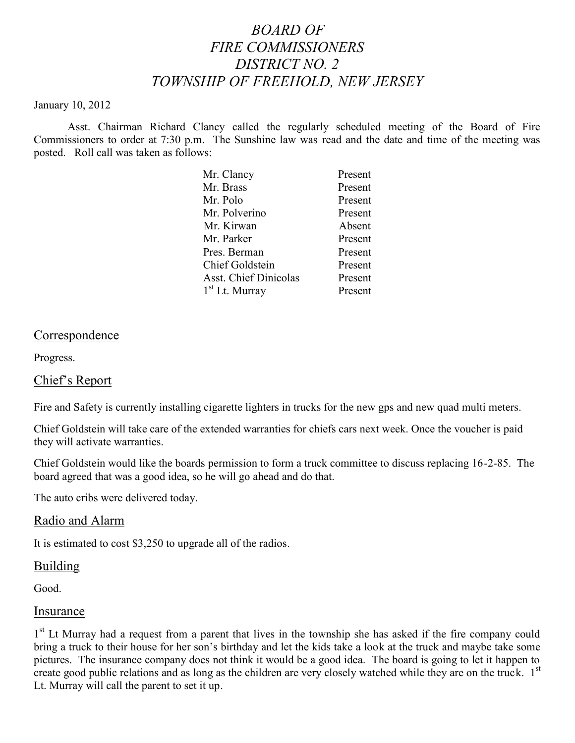# *BOARD OF FIRE COMMISSIONERS DISTRICT NO. 2 TOWNSHIP OF FREEHOLD, NEW JERSEY*

January 10, 2012

Asst. Chairman Richard Clancy called the regularly scheduled meeting of the Board of Fire Commissioners to order at 7:30 p.m. The Sunshine law was read and the date and time of the meeting was posted. Roll call was taken as follows:

| | |
|---|---|
| Mr. Clancy | Present |
| Mr. Brass | Present |
| Mr. Polo | Present |
| Mr. Polverino | Present |
| Mr. Kirwan | Absent |
| Mr. Parker | Present |
| Pres. Berman | Present |
| Chief Goldstein | Present |
| Asst. Chief Dinicolas | Present |
| 1st Lt. Murray | Present |

## Correspondence

Progress.

## Chief's Report

Fire and Safety is currently installing cigarette lighters in trucks for the new gps and new quad multi meters.

Chief Goldstein will take care of the extended warranties for chiefs cars next week. Once the voucher is paid they will activate warranties.

Chief Goldstein would like the boards permission to form a truck committee to discuss replacing 16-2-85. The board agreed that was a good idea, so he will go ahead and do that.

The auto cribs were delivered today.

## Radio and Alarm

It is estimated to cost $3,250 to upgrade all of the radios.

## Building

Good.

## Insurance

1st Lt Murray had a request from a parent that lives in the township she has asked if the fire company could bring a truck to their house for her son's birthday and let the kids take a look at the truck and maybe take some pictures. The insurance company does not think it would be a good idea. The board is going to let it happen to create good public relations and as long as the children are very closely watched while they are on the truck. 1st Lt. Murray will call the parent to set it up.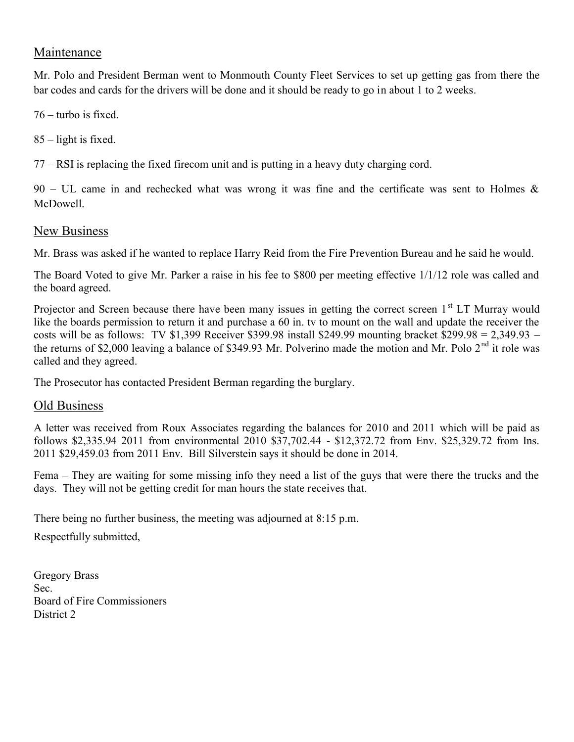## Maintenance

Mr. Polo and President Berman went to Monmouth County Fleet Services to set up getting gas from there the bar codes and cards for the drivers will be done and it should be ready to go in about 1 to 2 weeks.

76 – turbo is fixed.

85 – light is fixed.

77 – RSI is replacing the fixed firecom unit and is putting in a heavy duty charging cord.

90 – UL came in and rechecked what was wrong it was fine and the certificate was sent to Holmes & McDowell.

## New Business

Mr. Brass was asked if he wanted to replace Harry Reid from the Fire Prevention Bureau and he said he would.

The Board Voted to give Mr. Parker a raise in his fee to $800 per meeting effective 1/1/12 role was called and the board agreed.

Projector and Screen because there have been many issues in getting the correct screen 1st LT Murray would like the boards permission to return it and purchase a 60 in. tv to mount on the wall and update the receiver the costs will be as follows: TV $1,399 Receiver $399.98 install $249.99 mounting bracket $299.98 = 2,349.93 – the returns of $2,000 leaving a balance of $349.93 Mr. Polverino made the motion and Mr. Polo 2nd it role was called and they agreed.

The Prosecutor has contacted President Berman regarding the burglary.

## Old Business

A letter was received from Roux Associates regarding the balances for 2010 and 2011 which will be paid as follows $2,335.94 2011 from environmental 2010 $37,702.44 - $12,372.72 from Env. $25,329.72 from Ins. 2011 $29,459.03 from 2011 Env. Bill Silverstein says it should be done in 2014.

Fema – They are waiting for some missing info they need a list of the guys that were there the trucks and the days. They will not be getting credit for man hours the state receives that.

There being no further business, the meeting was adjourned at 8:15 p.m.

Respectfully submitted,

Gregory Brass  
Sec.  
Board of Fire Commissioners  
District 2